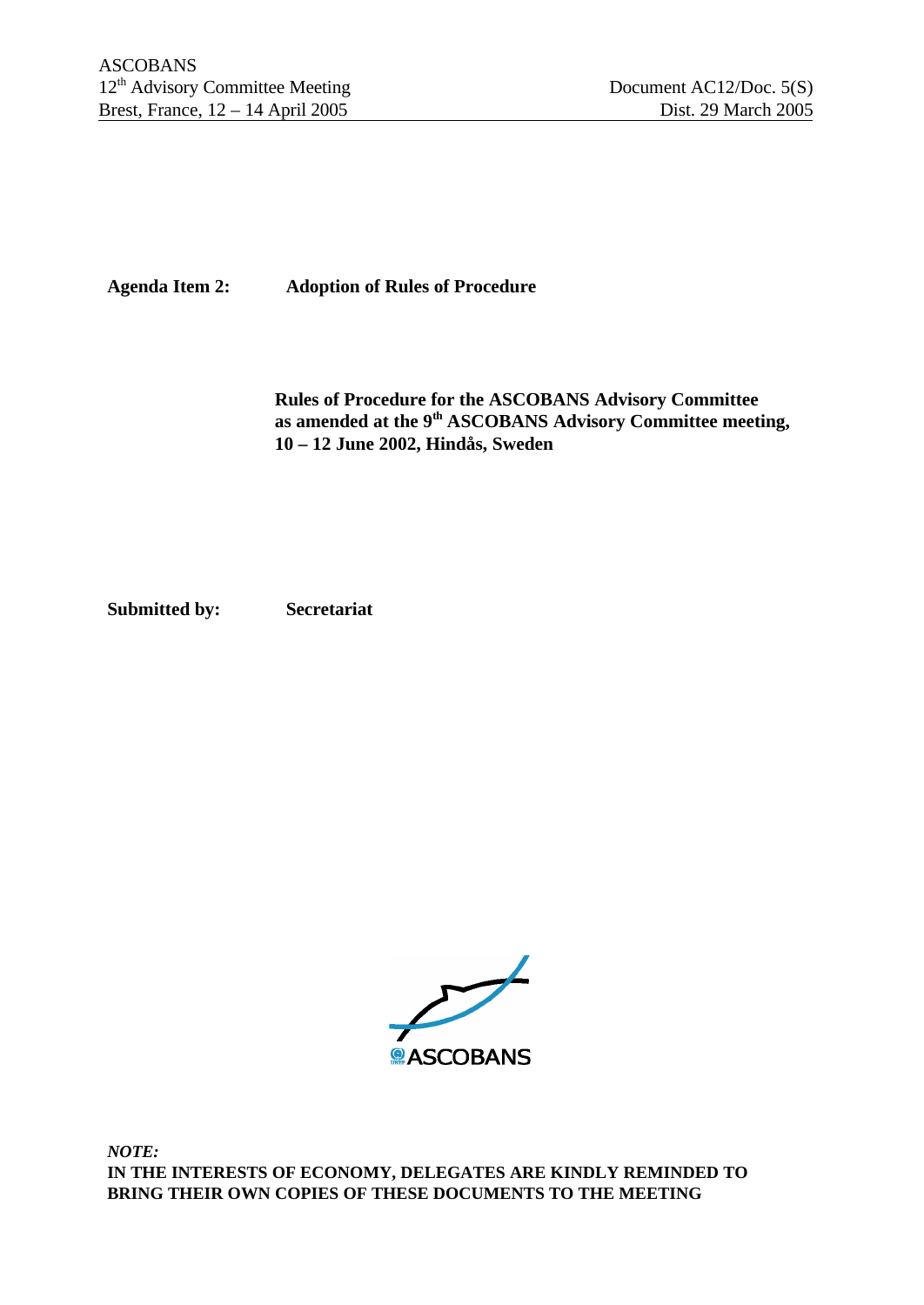ASCOBANS
12th Advisory Committee Meeting
Brest, France, 12 – 14 April 2005

Document AC12/Doc. 5(S)
Dist. 29 March 2005

**Agenda Item 2:** **Adoption of Rules of Procedure**

**Rules of Procedure for the ASCOBANS Advisory Committee as amended at the 9th ASCOBANS Advisory Committee meeting, 10 – 12 June 2002, Hindås, Sweden**

**Submitted by:** **Secretariat**

ASCOBANS

***NOTE:***
**IN THE INTERESTS OF ECONOMY, DELEGATES ARE KINDLY REMINDED TO BRING THEIR OWN COPIES OF THESE DOCUMENTS TO THE MEETING**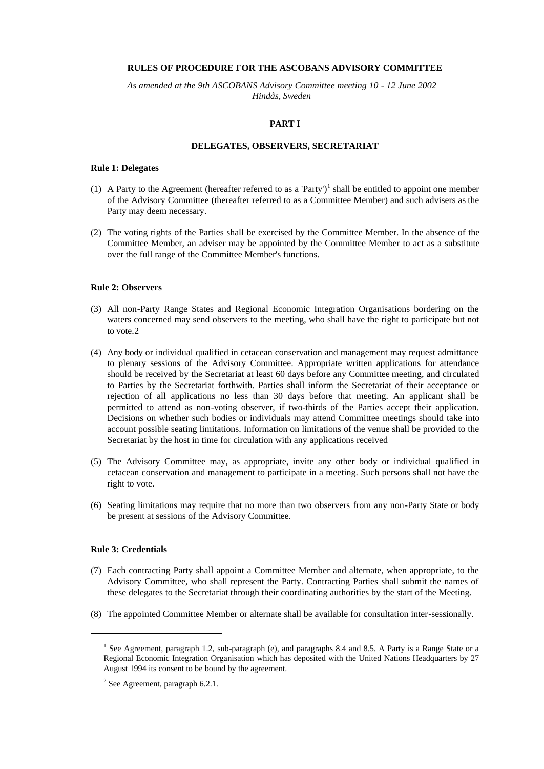**RULES OF PROCEDURE FOR THE ASCOBANS ADVISORY COMMITTEE**

*As amended at the 9th ASCOBANS Advisory Committee meeting 10 - 12 June 2002 Hindås, Sweden*

# PART I

## DELEGATES, OBSERVERS, SECRETARIAT

### Rule 1: Delegates

(1) A Party to the Agreement (hereafter referred to as a 'Party')[1] shall be entitled to appoint one member of the Advisory Committee (thereafter referred to as a Committee Member) and such advisers as the Party may deem necessary.

(2) The voting rights of the Parties shall be exercised by the Committee Member. In the absence of the Committee Member, an adviser may be appointed by the Committee Member to act as a substitute over the full range of the Committee Member's functions.

### Rule 2: Observers

(3) All non-Party Range States and Regional Economic Integration Organisations bordering on the waters concerned may send observers to the meeting, who shall have the right to participate but not to vote.2

(4) Any body or individual qualified in cetacean conservation and management may request admittance to plenary sessions of the Advisory Committee. Appropriate written applications for attendance should be received by the Secretariat at least 60 days before any Committee meeting, and circulated to Parties by the Secretariat forthwith. Parties shall inform the Secretariat of their acceptance or rejection of all applications no less than 30 days before that meeting. An applicant shall be permitted to attend as non-voting observer, if two-thirds of the Parties accept their application. Decisions on whether such bodies or individuals may attend Committee meetings should take into account possible seating limitations. Information on limitations of the venue shall be provided to the Secretariat by the host in time for circulation with any applications received

(5) The Advisory Committee may, as appropriate, invite any other body or individual qualified in cetacean conservation and management to participate in a meeting. Such persons shall not have the right to vote.

(6) Seating limitations may require that no more than two observers from any non-Party State or body be present at sessions of the Advisory Committee.

### Rule 3: Credentials

(7) Each contracting Party shall appoint a Committee Member and alternate, when appropriate, to the Advisory Committee, who shall represent the Party. Contracting Parties shall submit the names of these delegates to the Secretariat through their coordinating authorities by the start of the Meeting.

(8) The appointed Committee Member or alternate shall be available for consultation inter-sessionally.

---

[1] See Agreement, paragraph 1.2, sub-paragraph (e), and paragraphs 8.4 and 8.5. A Party is a Range State or a Regional Economic Integration Organisation which has deposited with the United Nations Headquarters by 27 August 1994 its consent to be bound by the agreement.

[2] See Agreement, paragraph 6.2.1.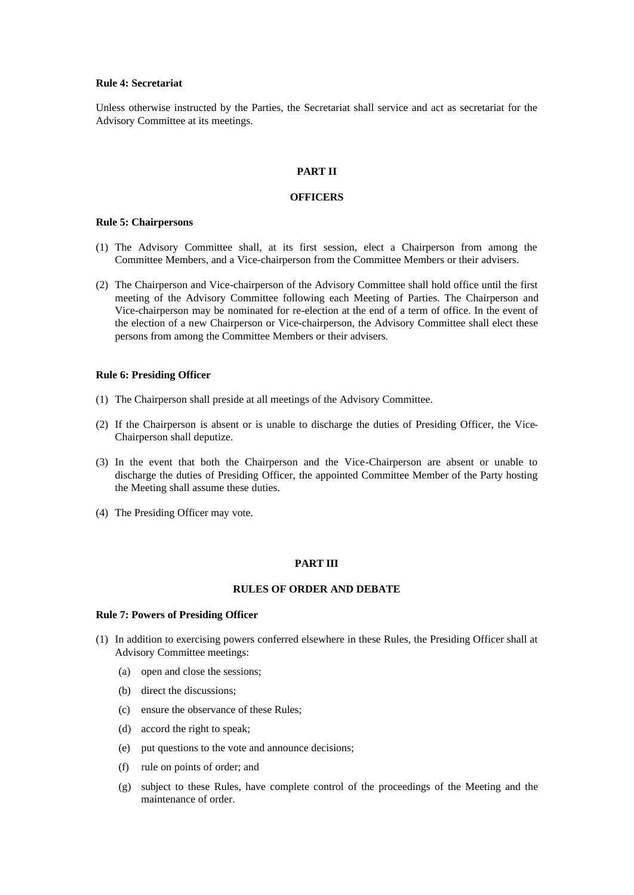**Rule 4: Secretariat**

Unless otherwise instructed by the Parties, the Secretariat shall service and act as secretariat for the Advisory Committee at its meetings.

## PART II

## OFFICERS

**Rule 5: Chairpersons**

(1) The Advisory Committee shall, at its first session, elect a Chairperson from among the Committee Members, and a Vice-chairperson from the Committee Members or their advisers.

(2) The Chairperson and Vice-chairperson of the Advisory Committee shall hold office until the first meeting of the Advisory Committee following each Meeting of Parties. The Chairperson and Vice-chairperson may be nominated for re-election at the end of a term of office. In the event of the election of a new Chairperson or Vice-chairperson, the Advisory Committee shall elect these persons from among the Committee Members or their advisers.

**Rule 6: Presiding Officer**

(1) The Chairperson shall preside at all meetings of the Advisory Committee.

(2) If the Chairperson is absent or is unable to discharge the duties of Presiding Officer, the Vice-Chairperson shall deputize.

(3) In the event that both the Chairperson and the Vice-Chairperson are absent or unable to discharge the duties of Presiding Officer, the appointed Committee Member of the Party hosting the Meeting shall assume these duties.

(4) The Presiding Officer may vote.

## PART III

## RULES OF ORDER AND DEBATE

**Rule 7: Powers of Presiding Officer**

(1) In addition to exercising powers conferred elsewhere in these Rules, the Presiding Officer shall at Advisory Committee meetings:

(a) open and close the sessions;

(b) direct the discussions;

(c) ensure the observance of these Rules;

(d) accord the right to speak;

(e) put questions to the vote and announce decisions;

(f) rule on points of order; and

(g) subject to these Rules, have complete control of the proceedings of the Meeting and the maintenance of order.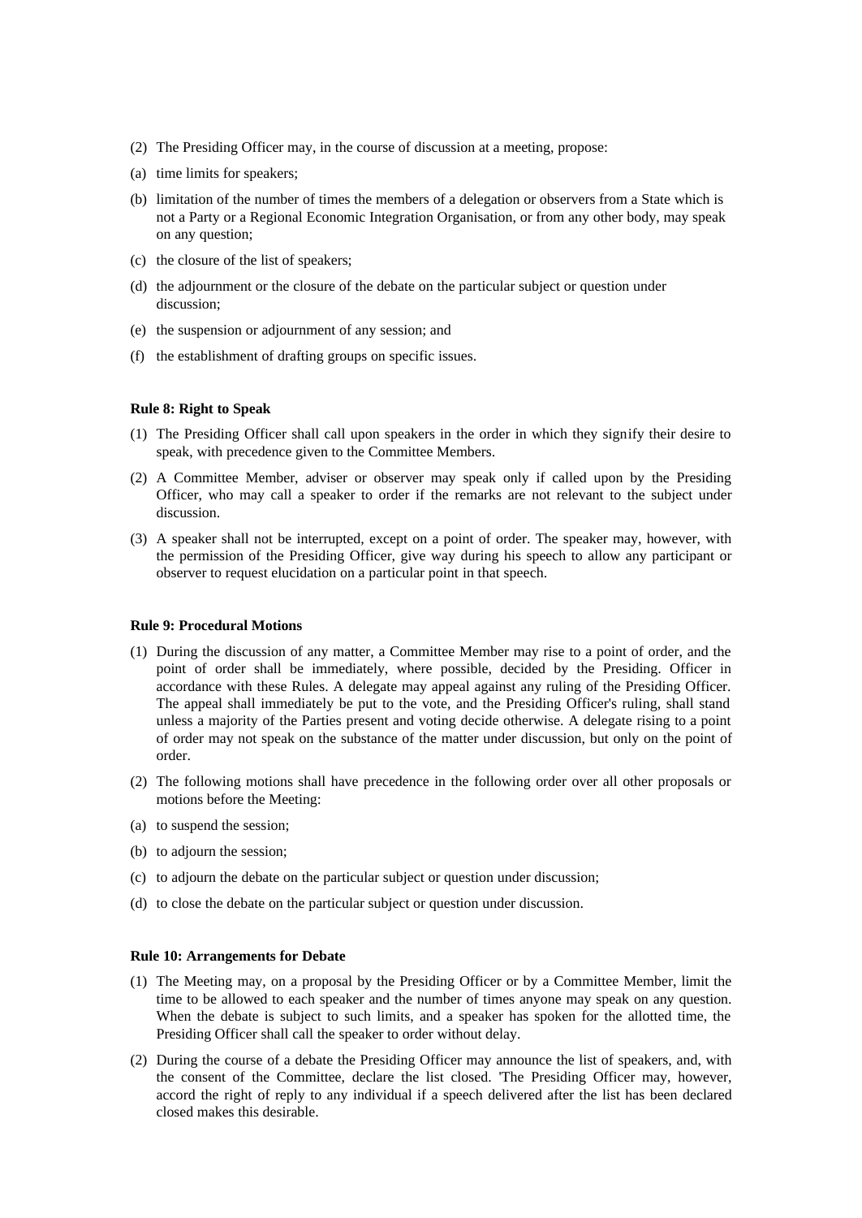(2) The Presiding Officer may, in the course of discussion at a meeting, propose:

(a) time limits for speakers;

(b) limitation of the number of times the members of a delegation or observers from a State which is not a Party or a Regional Economic Integration Organisation, or from any other body, may speak on any question;

(c) the closure of the list of speakers;

(d) the adjournment or the closure of the debate on the particular subject or question under discussion;

(e) the suspension or adjournment of any session; and

(f) the establishment of drafting groups on specific issues.

**Rule 8: Right to Speak**

(1) The Presiding Officer shall call upon speakers in the order in which they signify their desire to speak, with precedence given to the Committee Members.

(2) A Committee Member, adviser or observer may speak only if called upon by the Presiding Officer, who may call a speaker to order if the remarks are not relevant to the subject under discussion.

(3) A speaker shall not be interrupted, except on a point of order. The speaker may, however, with the permission of the Presiding Officer, give way during his speech to allow any participant or observer to request elucidation on a particular point in that speech.

**Rule 9: Procedural Motions**

(1) During the discussion of any matter, a Committee Member may rise to a point of order, and the point of order shall be immediately, where possible, decided by the Presiding. Officer in accordance with these Rules. A delegate may appeal against any ruling of the Presiding Officer. The appeal shall immediately be put to the vote, and the Presiding Officer's ruling, shall stand unless a majority of the Parties present and voting decide otherwise. A delegate rising to a point of order may not speak on the substance of the matter under discussion, but only on the point of order.

(2) The following motions shall have precedence in the following order over all other proposals or motions before the Meeting:

(a) to suspend the session;

(b) to adjourn the session;

(c) to adjourn the debate on the particular subject or question under discussion;

(d) to close the debate on the particular subject or question under discussion.

**Rule 10: Arrangements for Debate**

(1) The Meeting may, on a proposal by the Presiding Officer or by a Committee Member, limit the time to be allowed to each speaker and the number of times anyone may speak on any question. When the debate is subject to such limits, and a speaker has spoken for the allotted time, the Presiding Officer shall call the speaker to order without delay.

(2) During the course of a debate the Presiding Officer may announce the list of speakers, and, with the consent of the Committee, declare the list closed. 'The Presiding Officer may, however, accord the right of reply to any individual if a speech delivered after the list has been declared closed makes this desirable.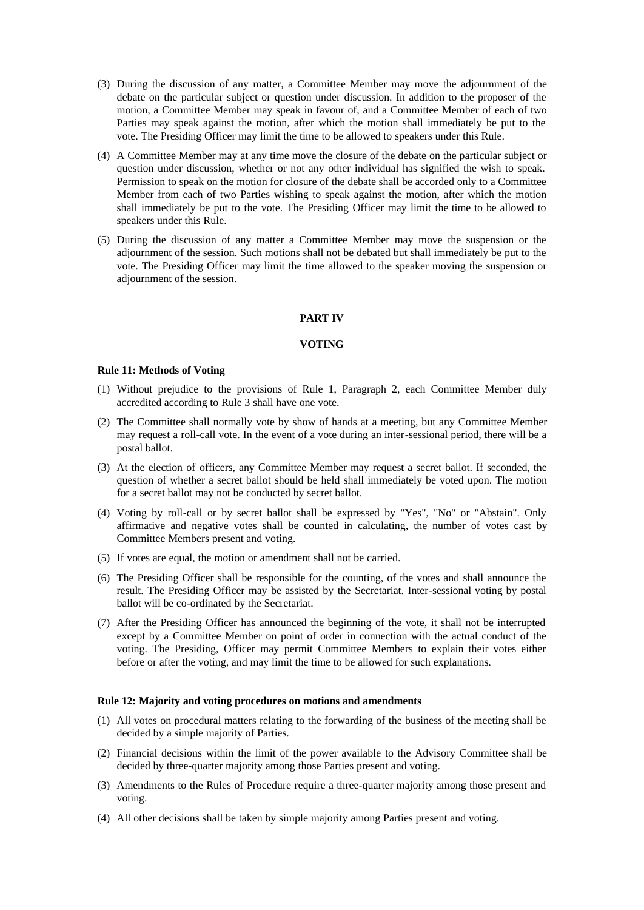(3) During the discussion of any matter, a Committee Member may move the adjournment of the debate on the particular subject or question under discussion. In addition to the proposer of the motion, a Committee Member may speak in favour of, and a Committee Member of each of two Parties may speak against the motion, after which the motion shall immediately be put to the vote. The Presiding Officer may limit the time to be allowed to speakers under this Rule.

(4) A Committee Member may at any time move the closure of the debate on the particular subject or question under discussion, whether or not any other individual has signified the wish to speak. Permission to speak on the motion for closure of the debate shall be accorded only to a Committee Member from each of two Parties wishing to speak against the motion, after which the motion shall immediately be put to the vote. The Presiding Officer may limit the time to be allowed to speakers under this Rule.

(5) During the discussion of any matter a Committee Member may move the suspension or the adjournment of the session. Such motions shall not be debated but shall immediately be put to the vote. The Presiding Officer may limit the time allowed to the speaker moving the suspension or adjournment of the session.

## PART IV

## VOTING

### Rule 11: Methods of Voting

(1) Without prejudice to the provisions of Rule 1, Paragraph 2, each Committee Member duly accredited according to Rule 3 shall have one vote.

(2) The Committee shall normally vote by show of hands at a meeting, but any Committee Member may request a roll-call vote. In the event of a vote during an inter-sessional period, there will be a postal ballot.

(3) At the election of officers, any Committee Member may request a secret ballot. If seconded, the question of whether a secret ballot should be held shall immediately be voted upon. The motion for a secret ballot may not be conducted by secret ballot.

(4) Voting by roll-call or by secret ballot shall be expressed by "Yes", "No" or "Abstain". Only affirmative and negative votes shall be counted in calculating, the number of votes cast by Committee Members present and voting.

(5) If votes are equal, the motion or amendment shall not be carried.

(6) The Presiding Officer shall be responsible for the counting, of the votes and shall announce the result. The Presiding Officer may be assisted by the Secretariat. Inter-sessional voting by postal ballot will be co-ordinated by the Secretariat.

(7) After the Presiding Officer has announced the beginning of the vote, it shall not be interrupted except by a Committee Member on point of order in connection with the actual conduct of the voting. The Presiding, Officer may permit Committee Members to explain their votes either before or after the voting, and may limit the time to be allowed for such explanations.

### Rule 12: Majority and voting procedures on motions and amendments

(1) All votes on procedural matters relating to the forwarding of the business of the meeting shall be decided by a simple majority of Parties.

(2) Financial decisions within the limit of the power available to the Advisory Committee shall be decided by three-quarter majority among those Parties present and voting.

(3) Amendments to the Rules of Procedure require a three-quarter majority among those present and voting.

(4) All other decisions shall be taken by simple majority among Parties present and voting.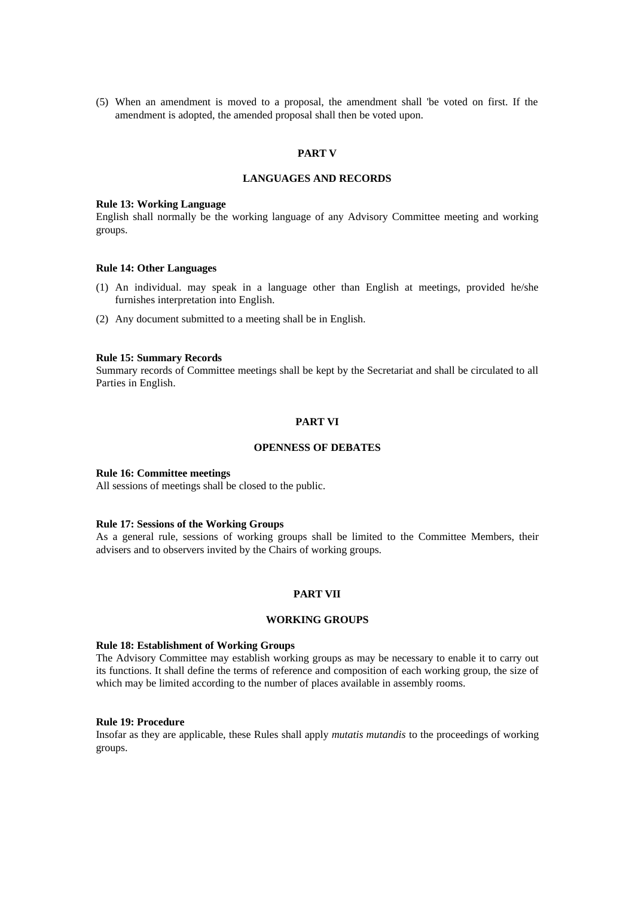(5) When an amendment is moved to a proposal, the amendment shall 'be voted on first. If the amendment is adopted, the amended proposal shall then be voted upon.

## PART V

## LANGUAGES AND RECORDS

**Rule 13: Working Language**
English shall normally be the working language of any Advisory Committee meeting and working groups.

**Rule 14: Other Languages**

(1) An individual. may speak in a language other than English at meetings, provided he/she furnishes interpretation into English.

(2) Any document submitted to a meeting shall be in English.

**Rule 15: Summary Records**
Summary records of Committee meetings shall be kept by the Secretariat and shall be circulated to all Parties in English.

## PART VI

## OPENNESS OF DEBATES

**Rule 16: Committee meetings**
All sessions of meetings shall be closed to the public.

**Rule 17: Sessions of the Working Groups**
As a general rule, sessions of working groups shall be limited to the Committee Members, their advisers and to observers invited by the Chairs of working groups.

## PART VII

## WORKING GROUPS

**Rule 18: Establishment of Working Groups**
The Advisory Committee may establish working groups as may be necessary to enable it to carry out its functions. It shall define the terms of reference and composition of each working group, the size of which may be limited according to the number of places available in assembly rooms.

**Rule 19: Procedure**
Insofar as they are applicable, these Rules shall apply *mutatis mutandis* to the proceedings of working groups.